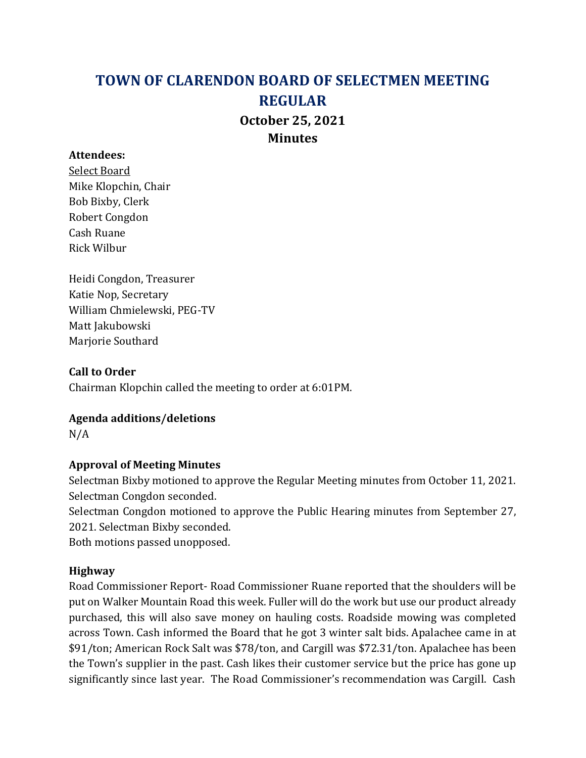# TOWN OF CLARENDON BOARD OF SELECTMEN MEETING REGULAR

## October 25, 2021
## Minutes

**Attendees:**

Select Board
Mike Klopchin, Chair
Bob Bixby, Clerk
Robert Congdon
Cash Ruane
Rick Wilbur

Heidi Congdon, Treasurer
Katie Nop, Secretary
William Chmielewski, PEG-TV
Matt Jakubowski
Marjorie Southard

**Call to Order**

Chairman Klopchin called the meeting to order at 6:01PM.

**Agenda additions/deletions**

N/A

**Approval of Meeting Minutes**

Selectman Bixby motioned to approve the Regular Meeting minutes from October 11, 2021. Selectman Congdon seconded.
Selectman Congdon motioned to approve the Public Hearing minutes from September 27, 2021. Selectman Bixby seconded.
Both motions passed unopposed.

**Highway**

Road Commissioner Report- Road Commissioner Ruane reported that the shoulders will be put on Walker Mountain Road this week. Fuller will do the work but use our product already purchased, this will also save money on hauling costs. Roadside mowing was completed across Town. Cash informed the Board that he got 3 winter salt bids. Apalachee came in at $91/ton; American Rock Salt was $78/ton, and Cargill was $72.31/ton. Apalachee has been the Town's supplier in the past. Cash likes their customer service but the price has gone up significantly since last year. The Road Commissioner's recommendation was Cargill. Cash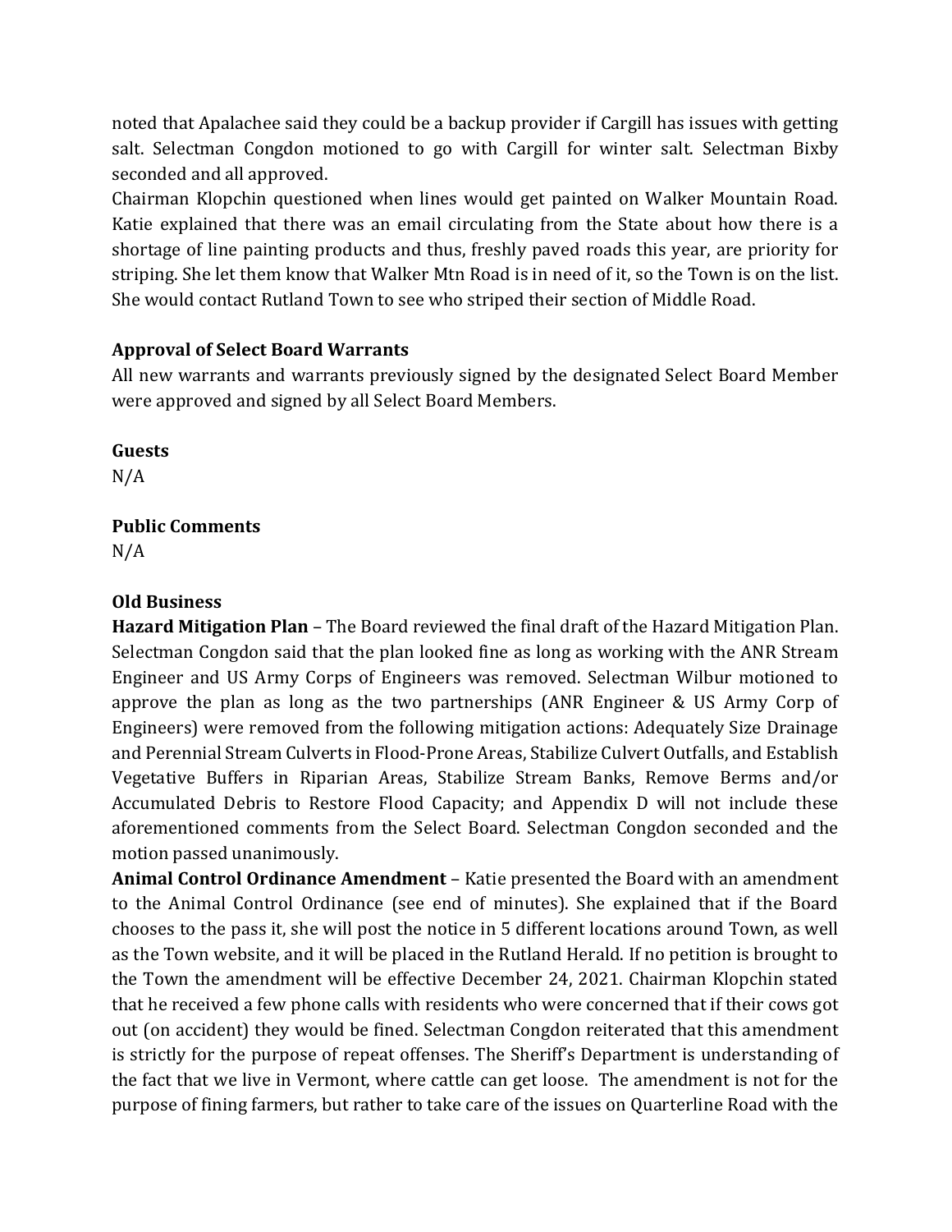noted that Apalachee said they could be a backup provider if Cargill has issues with getting salt. Selectman Congdon motioned to go with Cargill for winter salt. Selectman Bixby seconded and all approved.

Chairman Klopchin questioned when lines would get painted on Walker Mountain Road. Katie explained that there was an email circulating from the State about how there is a shortage of line painting products and thus, freshly paved roads this year, are priority for striping. She let them know that Walker Mtn Road is in need of it, so the Town is on the list. She would contact Rutland Town to see who striped their section of Middle Road.

**Approval of Select Board Warrants**

All new warrants and warrants previously signed by the designated Select Board Member were approved and signed by all Select Board Members.

**Guests**

N/A

**Public Comments**

N/A

**Old Business**

**Hazard Mitigation Plan** – The Board reviewed the final draft of the Hazard Mitigation Plan. Selectman Congdon said that the plan looked fine as long as working with the ANR Stream Engineer and US Army Corps of Engineers was removed. Selectman Wilbur motioned to approve the plan as long as the two partnerships (ANR Engineer & US Army Corp of Engineers) were removed from the following mitigation actions: Adequately Size Drainage and Perennial Stream Culverts in Flood-Prone Areas, Stabilize Culvert Outfalls, and Establish Vegetative Buffers in Riparian Areas, Stabilize Stream Banks, Remove Berms and/or Accumulated Debris to Restore Flood Capacity; and Appendix D will not include these aforementioned comments from the Select Board. Selectman Congdon seconded and the motion passed unanimously.

**Animal Control Ordinance Amendment** – Katie presented the Board with an amendment to the Animal Control Ordinance (see end of minutes). She explained that if the Board chooses to the pass it, she will post the notice in 5 different locations around Town, as well as the Town website, and it will be placed in the Rutland Herald. If no petition is brought to the Town the amendment will be effective December 24, 2021. Chairman Klopchin stated that he received a few phone calls with residents who were concerned that if their cows got out (on accident) they would be fined. Selectman Congdon reiterated that this amendment is strictly for the purpose of repeat offenses. The Sheriff's Department is understanding of the fact that we live in Vermont, where cattle can get loose. The amendment is not for the purpose of fining farmers, but rather to take care of the issues on Quarterline Road with the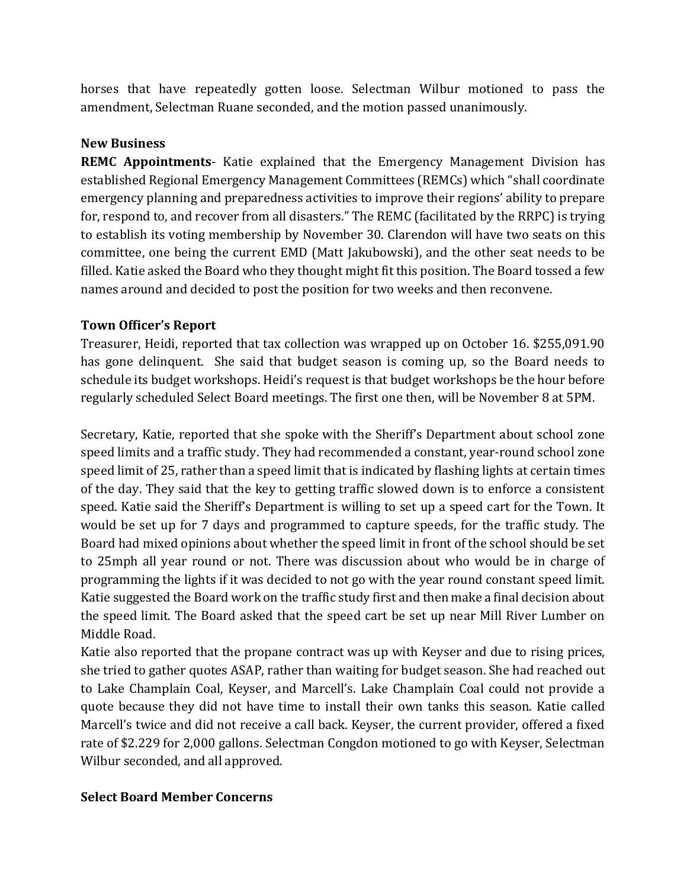horses that have repeatedly gotten loose. Selectman Wilbur motioned to pass the amendment, Selectman Ruane seconded, and the motion passed unanimously.

**New Business**

**REMC Appointments**- Katie explained that the Emergency Management Division has established Regional Emergency Management Committees (REMCs) which "shall coordinate emergency planning and preparedness activities to improve their regions' ability to prepare for, respond to, and recover from all disasters." The REMC (facilitated by the RRPC) is trying to establish its voting membership by November 30. Clarendon will have two seats on this committee, one being the current EMD (Matt Jakubowski), and the other seat needs to be filled. Katie asked the Board who they thought might fit this position. The Board tossed a few names around and decided to post the position for two weeks and then reconvene.

**Town Officer's Report**

Treasurer, Heidi, reported that tax collection was wrapped up on October 16. $255,091.90 has gone delinquent. She said that budget season is coming up, so the Board needs to schedule its budget workshops. Heidi's request is that budget workshops be the hour before regularly scheduled Select Board meetings. The first one then, will be November 8 at 5PM.

Secretary, Katie, reported that she spoke with the Sheriff's Department about school zone speed limits and a traffic study. They had recommended a constant, year-round school zone speed limit of 25, rather than a speed limit that is indicated by flashing lights at certain times of the day. They said that the key to getting traffic slowed down is to enforce a consistent speed. Katie said the Sheriff's Department is willing to set up a speed cart for the Town. It would be set up for 7 days and programmed to capture speeds, for the traffic study. The Board had mixed opinions about whether the speed limit in front of the school should be set to 25mph all year round or not. There was discussion about who would be in charge of programming the lights if it was decided to not go with the year round constant speed limit. Katie suggested the Board work on the traffic study first and then make a final decision about the speed limit. The Board asked that the speed cart be set up near Mill River Lumber on Middle Road.

Katie also reported that the propane contract was up with Keyser and due to rising prices, she tried to gather quotes ASAP, rather than waiting for budget season. She had reached out to Lake Champlain Coal, Keyser, and Marcell's. Lake Champlain Coal could not provide a quote because they did not have time to install their own tanks this season. Katie called Marcell's twice and did not receive a call back. Keyser, the current provider, offered a fixed rate of $2.229 for 2,000 gallons. Selectman Congdon motioned to go with Keyser, Selectman Wilbur seconded, and all approved.

**Select Board Member Concerns**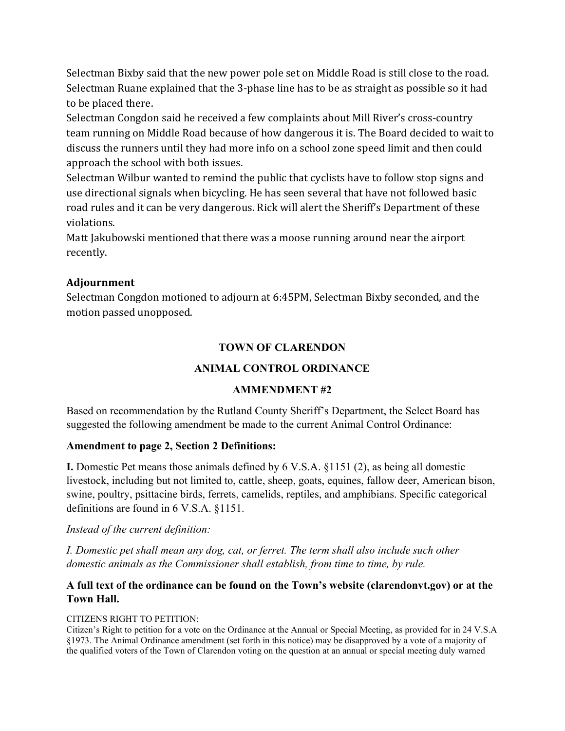Selectman Bixby said that the new power pole set on Middle Road is still close to the road. Selectman Ruane explained that the 3-phase line has to be as straight as possible so it had to be placed there.
Selectman Congdon said he received a few complaints about Mill River's cross-country team running on Middle Road because of how dangerous it is. The Board decided to wait to discuss the runners until they had more info on a school zone speed limit and then could approach the school with both issues.
Selectman Wilbur wanted to remind the public that cyclists have to follow stop signs and use directional signals when bicycling. He has seen several that have not followed basic road rules and it can be very dangerous. Rick will alert the Sheriff's Department of these violations.
Matt Jakubowski mentioned that there was a moose running around near the airport recently.

### Adjournment

Selectman Congdon motioned to adjourn at 6:45PM, Selectman Bixby seconded, and the motion passed unopposed.

## TOWN OF CLARENDON

## ANIMAL CONTROL ORDINANCE

## AMMENDMENT #2

Based on recommendation by the Rutland County Sheriff's Department, the Select Board has suggested the following amendment be made to the current Animal Control Ordinance:

**Amendment to page 2, Section 2 Definitions:**

**I.** Domestic Pet means those animals defined by 6 V.S.A. §1151 (2), as being all domestic livestock, including but not limited to, cattle, sheep, goats, equines, fallow deer, American bison, swine, poultry, psittacine birds, ferrets, camelids, reptiles, and amphibians. Specific categorical definitions are found in 6 V.S.A. §1151.

*Instead of the current definition:*

*I. Domestic pet shall mean any dog, cat, or ferret. The term shall also include such other domestic animals as the Commissioner shall establish, from time to time, by rule.*

**A full text of the ordinance can be found on the Town's website (clarendonvt.gov) or at the Town Hall.**

CITIZENS RIGHT TO PETITION:
Citizen's Right to petition for a vote on the Ordinance at the Annual or Special Meeting, as provided for in 24 V.S.A §1973. The Animal Ordinance amendment (set forth in this notice) may be disapproved by a vote of a majority of the qualified voters of the Town of Clarendon voting on the question at an annual or special meeting duly warned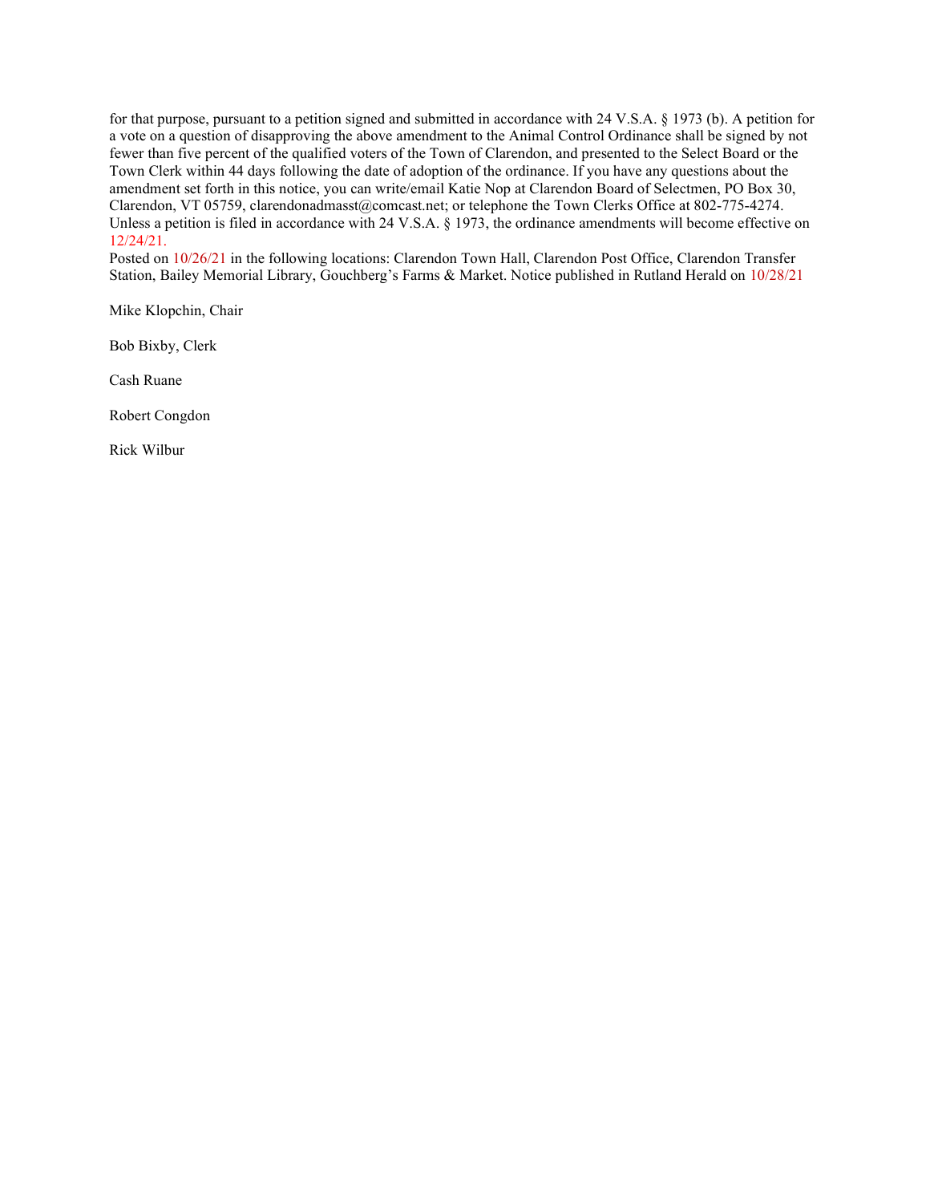for that purpose, pursuant to a petition signed and submitted in accordance with 24 V.S.A. § 1973 (b). A petition for a vote on a question of disapproving the above amendment to the Animal Control Ordinance shall be signed by not fewer than five percent of the qualified voters of the Town of Clarendon, and presented to the Select Board or the Town Clerk within 44 days following the date of adoption of the ordinance. If you have any questions about the amendment set forth in this notice, you can write/email Katie Nop at Clarendon Board of Selectmen, PO Box 30, Clarendon, VT 05759, clarendonadmasst@comcast.net; or telephone the Town Clerks Office at 802-775-4274. Unless a petition is filed in accordance with 24 V.S.A. § 1973, the ordinance amendments will become effective on 12/24/21.

Posted on 10/26/21 in the following locations: Clarendon Town Hall, Clarendon Post Office, Clarendon Transfer Station, Bailey Memorial Library, Gouchberg's Farms & Market. Notice published in Rutland Herald on 10/28/21

Mike Klopchin, Chair

Bob Bixby, Clerk

Cash Ruane

Robert Congdon

Rick Wilbur